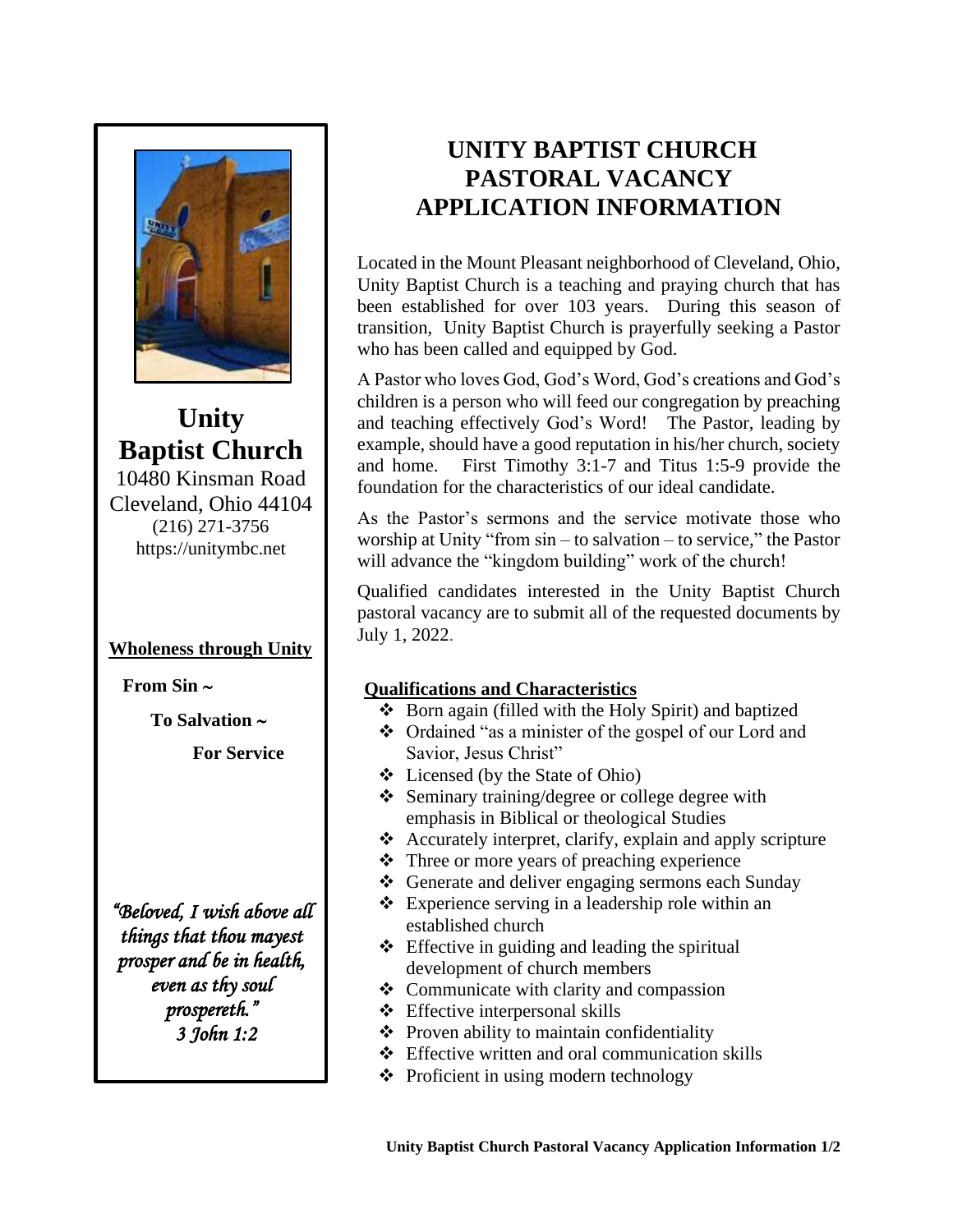# UNITY BAPTIST CHURCH
# PASTORAL VACANCY
# APPLICATION INFORMATION

Located in the Mount Pleasant neighborhood of Cleveland, Ohio, Unity Baptist Church is a teaching and praying church that has been established for over 103 years. During this season of transition, Unity Baptist Church is prayerfully seeking a Pastor who has been called and equipped by God.

A Pastor who loves God, God's Word, God's creations and God's children is a person who will feed our congregation by preaching and teaching effectively God's Word! The Pastor, leading by example, should have a good reputation in his/her church, society and home. First Timothy 3:1-7 and Titus 1:5-9 provide the foundation for the characteristics of our ideal candidate.

As the Pastor's sermons and the service motivate those who worship at Unity "from sin – to salvation – to service," the Pastor will advance the "kingdom building" work of the church!

Qualified candidates interested in the Unity Baptist Church pastoral vacancy are to submit all of the requested documents by July 1, 2022.

## Qualifications and Characteristics

- Born again (filled with the Holy Spirit) and baptized
- Ordained "as a minister of the gospel of our Lord and Savior, Jesus Christ"
- Licensed (by the State of Ohio)
- Seminary training/degree or college degree with emphasis in Biblical or theological Studies
- Accurately interpret, clarify, explain and apply scripture
- Three or more years of preaching experience
- Generate and deliver engaging sermons each Sunday
- Experience serving in a leadership role within an established church
- Effective in guiding and leading the spiritual development of church members
- Communicate with clarity and compassion
- Effective interpersonal skills
- Proven ability to maintain confidentiality
- Effective written and oral communication skills
- Proficient in using modern technology

**Unity Baptist Church**
10480 Kinsman Road
Cleveland, Ohio 44104
(216) 271-3756
https://unitymbc.net

**Wholeness through Unity**

**From Sin ~**

**To Salvation ~**

**For Service**

*"Beloved, I wish above all things that thou mayest prosper and be in health, even as thy soul prospereth."*
*3 John 1:2*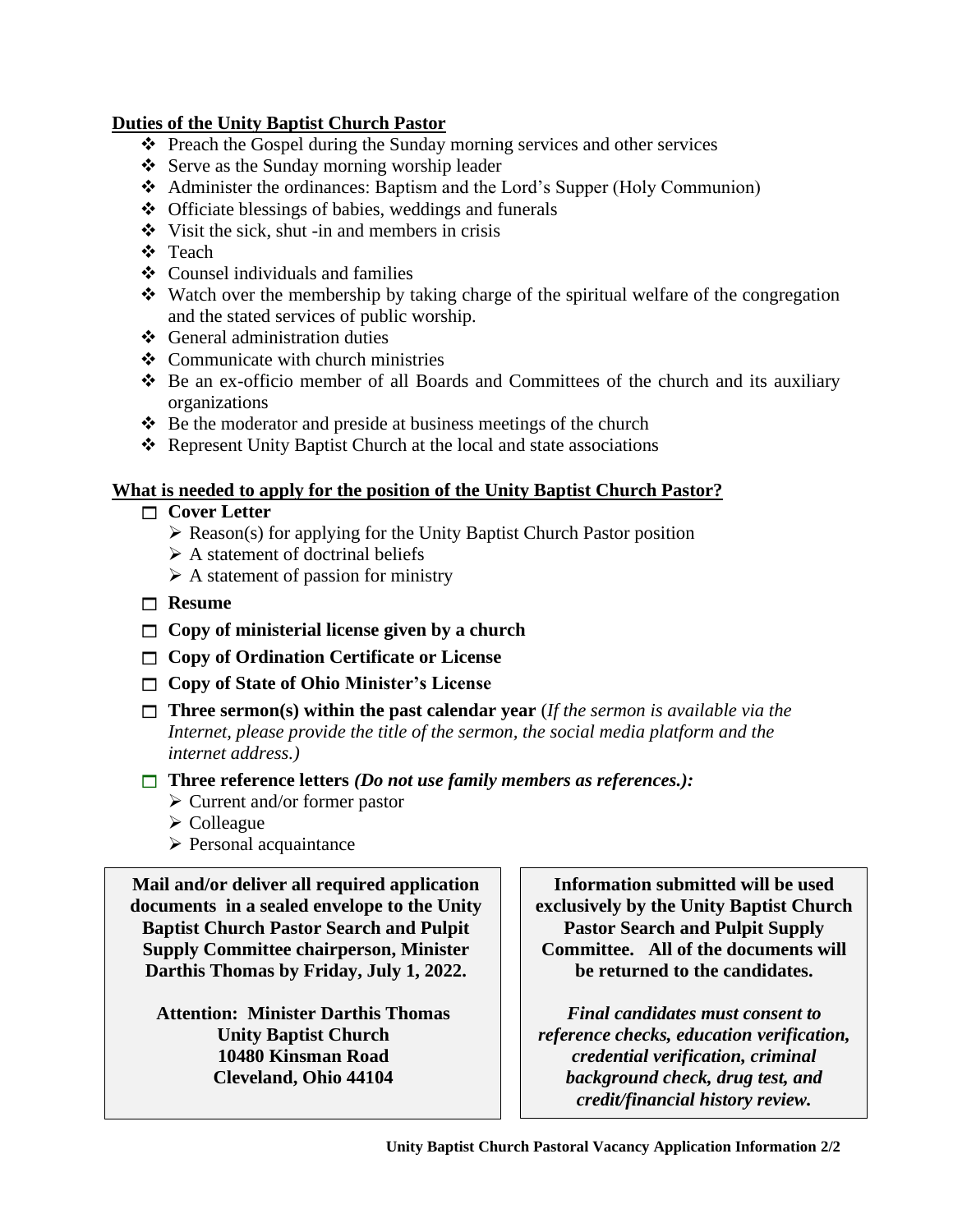## Duties of the Unity Baptist Church Pastor

- Preach the Gospel during the Sunday morning services and other services
- Serve as the Sunday morning worship leader
- Administer the ordinances: Baptism and the Lord's Supper (Holy Communion)
- Officiate blessings of babies, weddings and funerals
- Visit the sick, shut -in and members in crisis
- Teach
- Counsel individuals and families
- Watch over the membership by taking charge of the spiritual welfare of the congregation and the stated services of public worship.
- General administration duties
- Communicate with church ministries
- Be an ex-officio member of all Boards and Committees of the church and its auxiliary organizations
- Be the moderator and preside at business meetings of the church
- Represent Unity Baptist Church at the local and state associations

## What is needed to apply for the position of the Unity Baptist Church Pastor?

- ☐ **Cover Letter**
  - Reason(s) for applying for the Unity Baptist Church Pastor position
  - A statement of doctrinal beliefs
  - A statement of passion for ministry
- ☐ **Resume**
- ☐ **Copy of ministerial license given by a church**
- ☐ **Copy of Ordination Certificate or License**
- ☐ **Copy of State of Ohio Minister's License**
- ☐ **Three sermon(s) within the past calendar year** (*If the sermon is available via the Internet, please provide the title of the sermon, the social media platform and the internet address.)*
- ☐ **Three reference letters** ***(Do not use family members as references.):***
  - Current and/or former pastor
  - Colleague
  - Personal acquaintance

**Mail and/or deliver all required application documents in a sealed envelope to the Unity Baptist Church Pastor Search and Pulpit Supply Committee chairperson, Minister Darthis Thomas by Friday, July 1, 2022.**

**Attention: Minister Darthis Thomas**
**Unity Baptist Church**
**10480 Kinsman Road**
**Cleveland, Ohio 44104**

**Information submitted will be used exclusively by the Unity Baptist Church Pastor Search and Pulpit Supply Committee. All of the documents will be returned to the candidates.**

***Final candidates must consent to reference checks, education verification, credential verification, criminal background check, drug test, and credit/financial history review.***

**Unity Baptist Church Pastoral Vacancy Application Information**